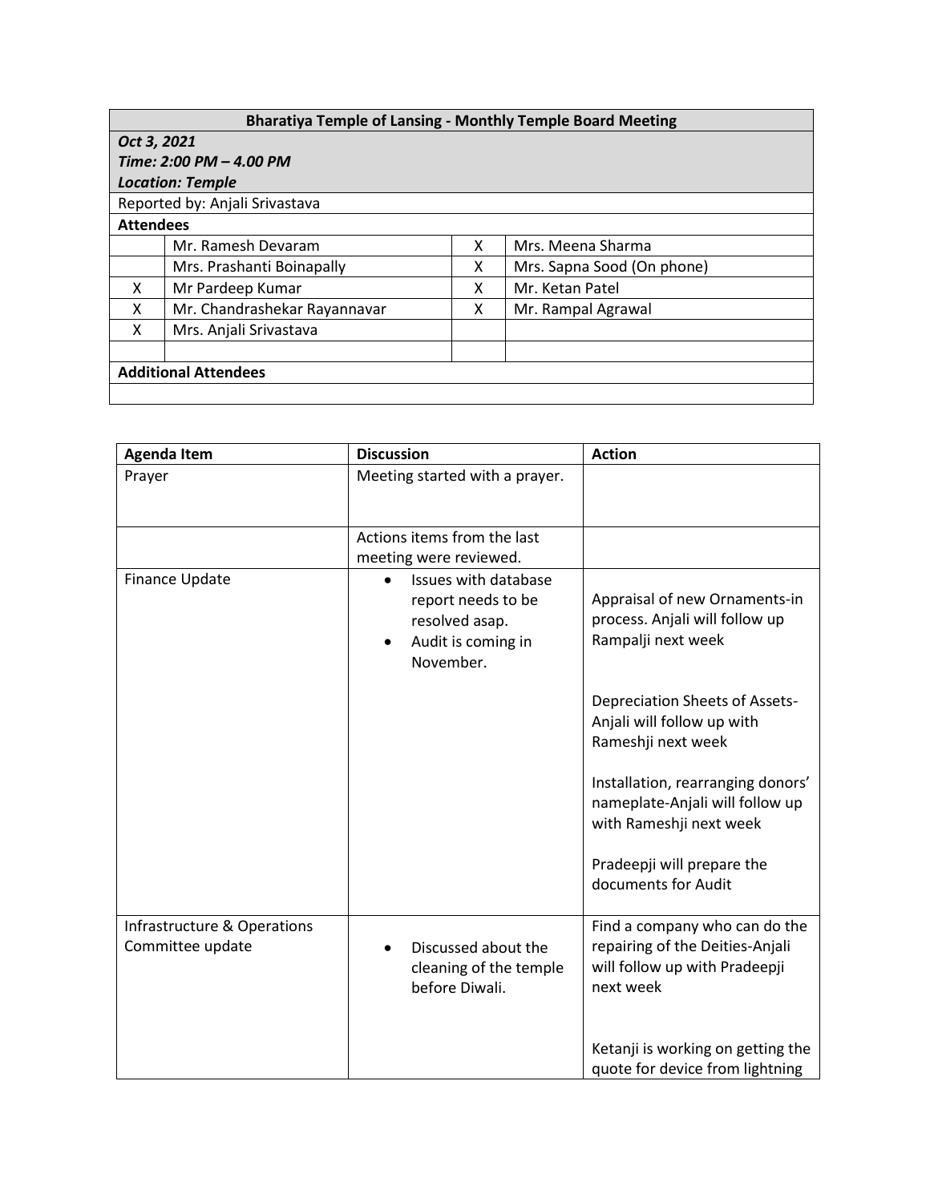| Bharatiya Temple of Lansing - Monthly Temple Board Meeting | | | |
|---|---|---|---|
| ***Oct 3, 2021*** | | | |
| ***Time: 2:00 PM – 4.00 PM*** | | | |
| ***Location: Temple*** | | | |
| Reported by: Anjali Srivastava | | | |
| **Attendees** | | | |
| | Mr. Ramesh Devaram | X | Mrs. Meena Sharma |
| | Mrs. Prashanti Boinapally | X | Mrs. Sapna Sood (On phone) |
| X | Mr Pardeep Kumar | X | Mr. Ketan Patel |
| X | Mr. Chandrashekar Rayannavar | X | Mr. Rampal Agrawal |
| X | Mrs. Anjali Srivastava | | |
| | | | |
| **Additional Attendees** | | | |
| | | | |

| Agenda Item | Discussion | Action |
|---|---|---|
| Prayer | Meeting started with a prayer. | |
| | Actions items from the last meeting were reviewed. | |
| Finance Update | • Issues with database report needs to be resolved asap.<br>• Audit is coming in November. | Appraisal of new Ornaments-in process. Anjali will follow up Rampalji next week<br><br>Depreciation Sheets of Assets-Anjali will follow up with Rameshji next week<br><br>Installation, rearranging donors' nameplate-Anjali will follow up with Rameshji next week<br><br>Pradeepji will prepare the documents for Audit |
| Infrastructure & Operations Committee update | • Discussed about the cleaning of the temple before Diwali. | Find a company who can do the repairing of the Deities-Anjali will follow up with Pradeepji next week<br><br>Ketanji is working on getting the quote for device from lightning |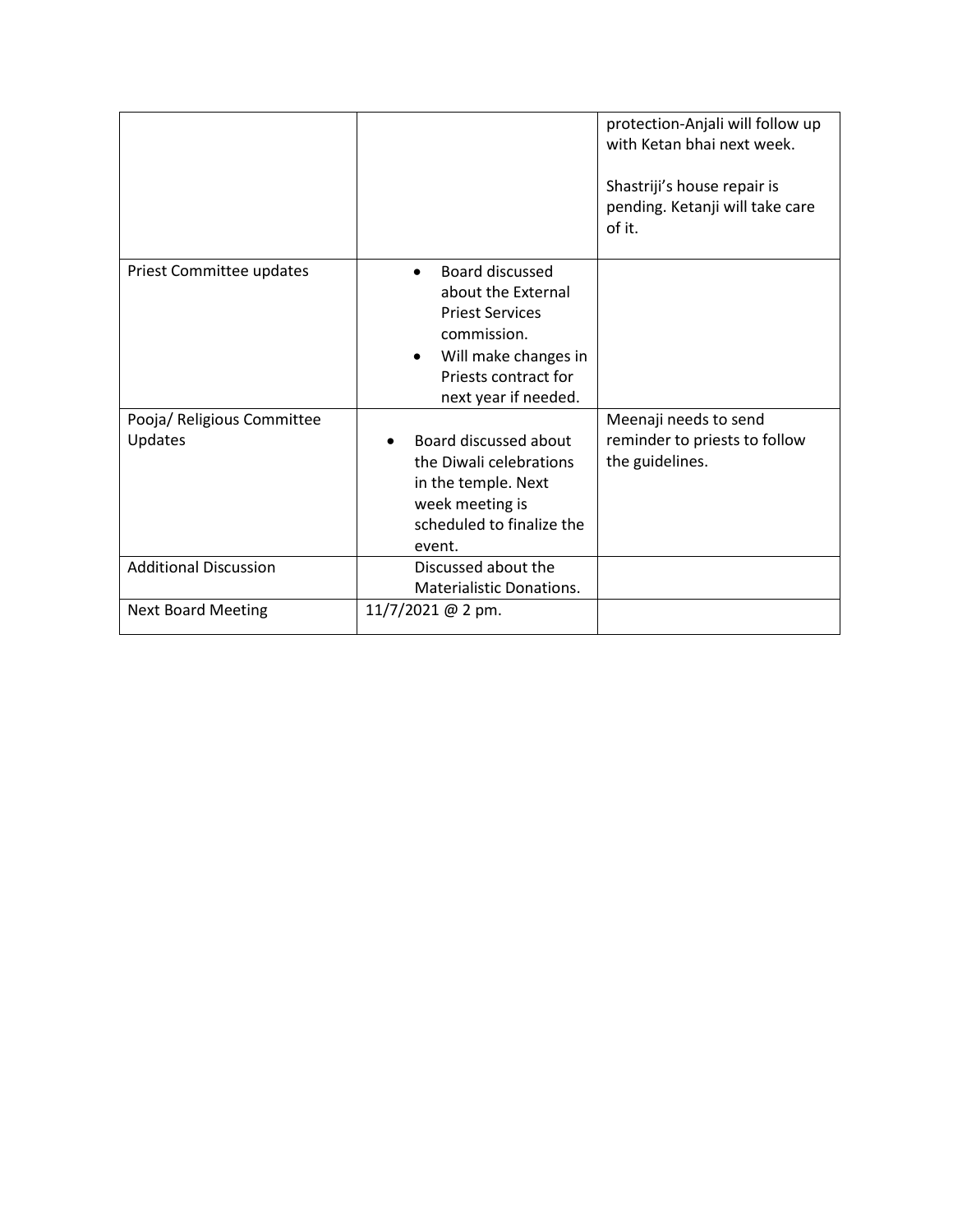| | | |
|---|---|---|
| | | protection-Anjali will follow up with Ketan bhai next week.<br><br>Shastriji's house repair is pending. Ketanji will take care of it. |
| Priest Committee updates | • Board discussed about the External Priest Services commission.<br>• Will make changes in Priests contract for next year if needed. | |
| Pooja/ Religious Committee Updates | • Board discussed about the Diwali celebrations in the temple. Next week meeting is scheduled to finalize the event. | Meenaji needs to send reminder to priests to follow the guidelines. |
| Additional Discussion | Discussed about the Materialistic Donations. | |
| Next Board Meeting | 11/7/2021 @ 2 pm. | |